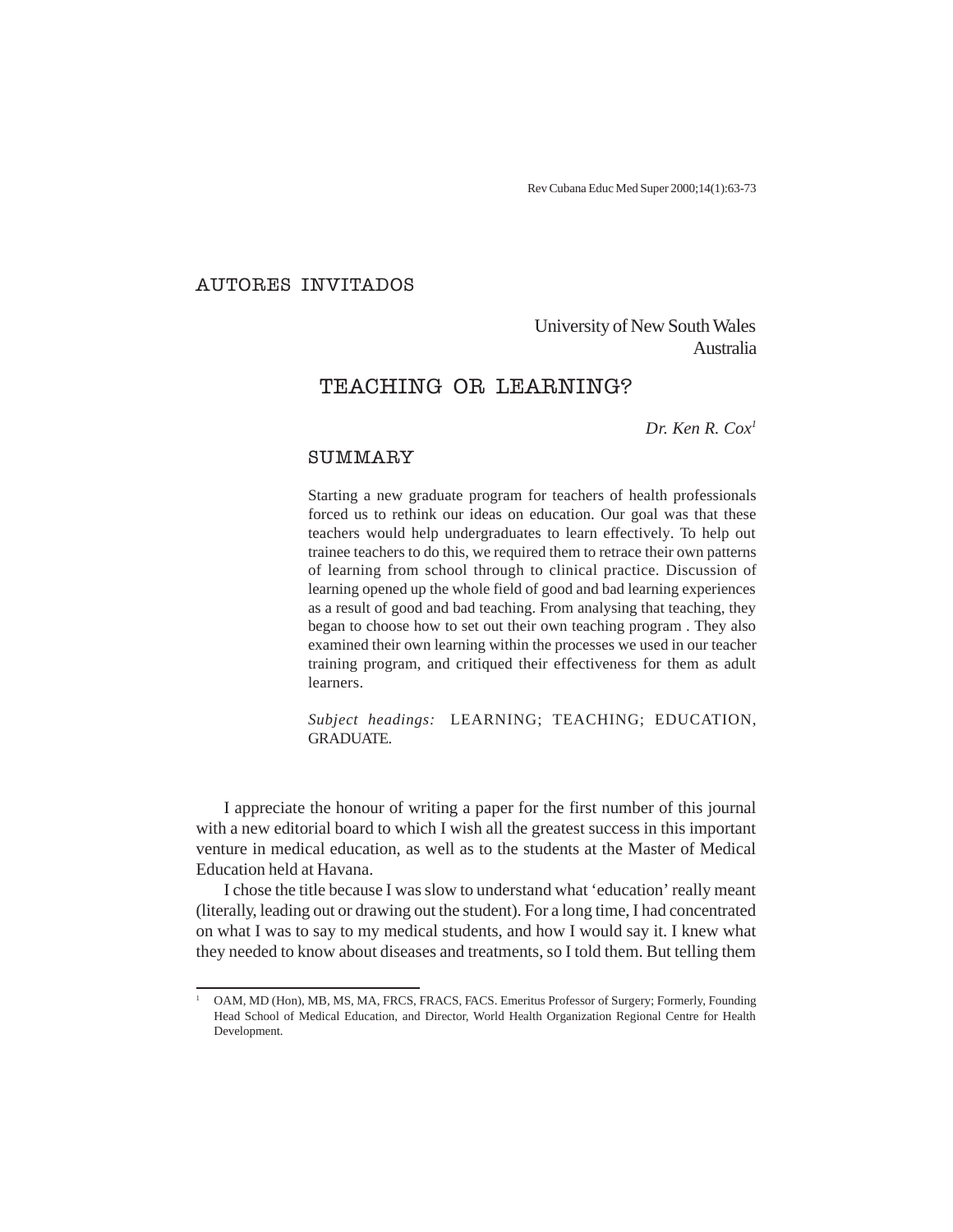AUTORES INVITADOS

University of New South Wales
Australia

# TEACHING OR LEARNING?

*Dr. Ken R. Cox*[1]

## SUMMARY

Starting a new graduate program for teachers of health professionals forced us to rethink our ideas on education. Our goal was that these teachers would help undergraduates to learn effectively. To help out trainee teachers to do this, we required them to retrace their own patterns of learning from school through to clinical practice. Discussion of learning opened up the whole field of good and bad learning experiences as a result of good and bad teaching. From analysing that teaching, they began to choose how to set out their own teaching program . They also examined their own learning within the processes we used in our teacher training program, and critiqued their effectiveness for them as adult learners.

*Subject headings:* LEARNING; TEACHING; EDUCATION, GRADUATE.

I appreciate the honour of writing a paper for the first number of this journal with a new editorial board to which I wish all the greatest success in this important venture in medical education, as well as to the students at the Master of Medical Education held at Havana.

I chose the title because I was slow to understand what 'education' really meant (literally, leading out or drawing out the student). For a long time, I had concentrated on what I was to say to my medical students, and how I would say it. I knew what they needed to know about diseases and treatments, so I told them. But telling them

---

[1] OAM, MD (Hon), MB, MS, MA, FRCS, FRACS, FACS. Emeritus Professor of Surgery; Formerly, Founding Head School of Medical Education, and Director, World Health Organization Regional Centre for Health Development.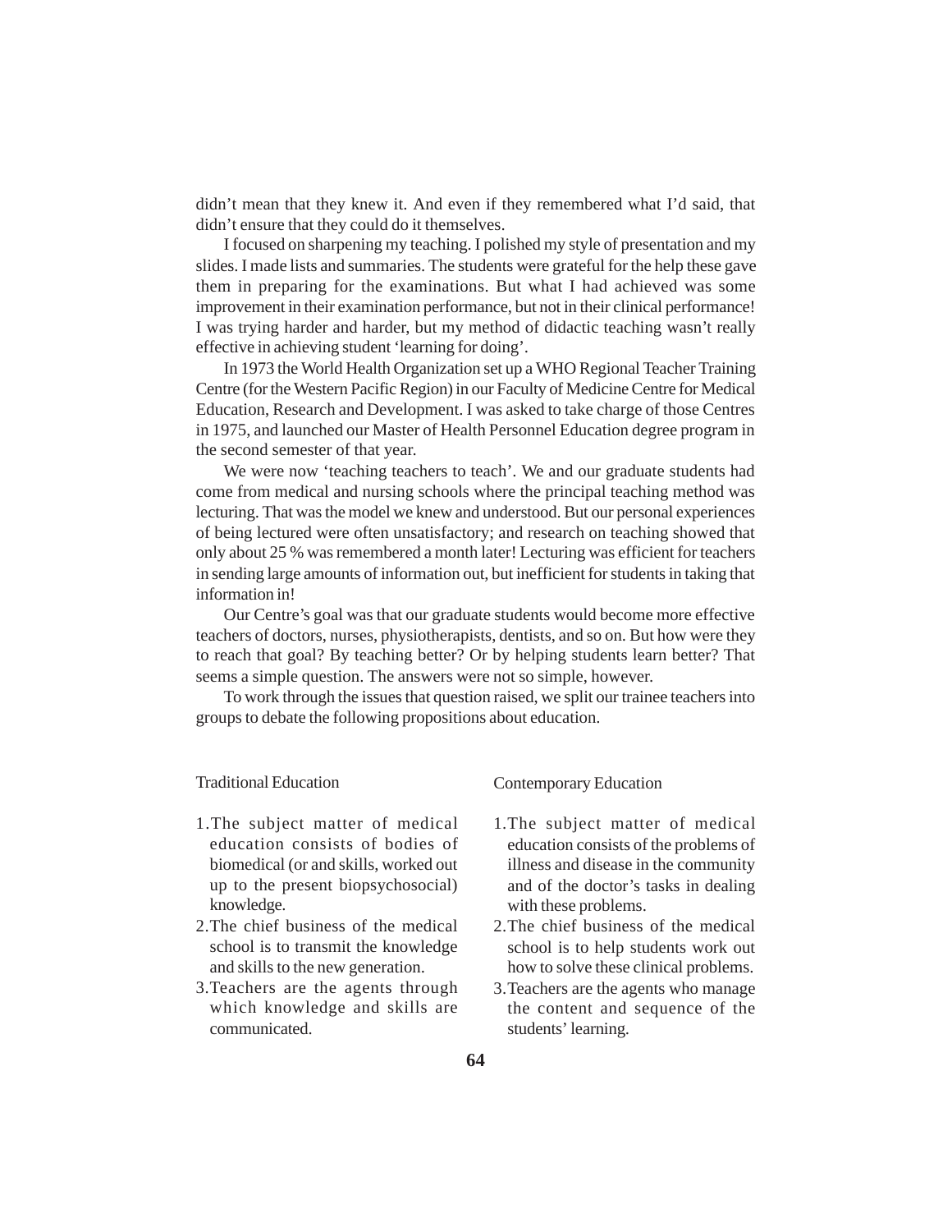didn't mean that they knew it. And even if they remembered what I'd said, that didn't ensure that they could do it themselves.

I focused on sharpening my teaching. I polished my style of presentation and my slides. I made lists and summaries. The students were grateful for the help these gave them in preparing for the examinations. But what I had achieved was some improvement in their examination performance, but not in their clinical performance! I was trying harder and harder, but my method of didactic teaching wasn't really effective in achieving student 'learning for doing'.

In 1973 the World Health Organization set up a WHO Regional Teacher Training Centre (for the Western Pacific Region) in our Faculty of Medicine Centre for Medical Education, Research and Development. I was asked to take charge of those Centres in 1975, and launched our Master of Health Personnel Education degree program in the second semester of that year.

We were now 'teaching teachers to teach'. We and our graduate students had come from medical and nursing schools where the principal teaching method was lecturing. That was the model we knew and understood. But our personal experiences of being lectured were often unsatisfactory; and research on teaching showed that only about 25 % was remembered a month later! Lecturing was efficient for teachers in sending large amounts of information out, but inefficient for students in taking that information in!

Our Centre's goal was that our graduate students would become more effective teachers of doctors, nurses, physiotherapists, dentists, and so on. But how were they to reach that goal? By teaching better? Or by helping students learn better? That seems a simple question. The answers were not so simple, however.

To work through the issues that question raised, we split our trainee teachers into groups to debate the following propositions about education.

Traditional Education

1. The subject matter of medical education consists of bodies of biomedical (or and skills, worked out up to the present biopsychosocial) knowledge.
2. The chief business of the medical school is to transmit the knowledge and skills to the new generation.
3. Teachers are the agents through which knowledge and skills are communicated.

Contemporary Education

1. The subject matter of medical education consists of the problems of illness and disease in the community and of the doctor's tasks in dealing with these problems.
2. The chief business of the medical school is to help students work out how to solve these clinical problems.
3. Teachers are the agents who manage the content and sequence of the students' learning.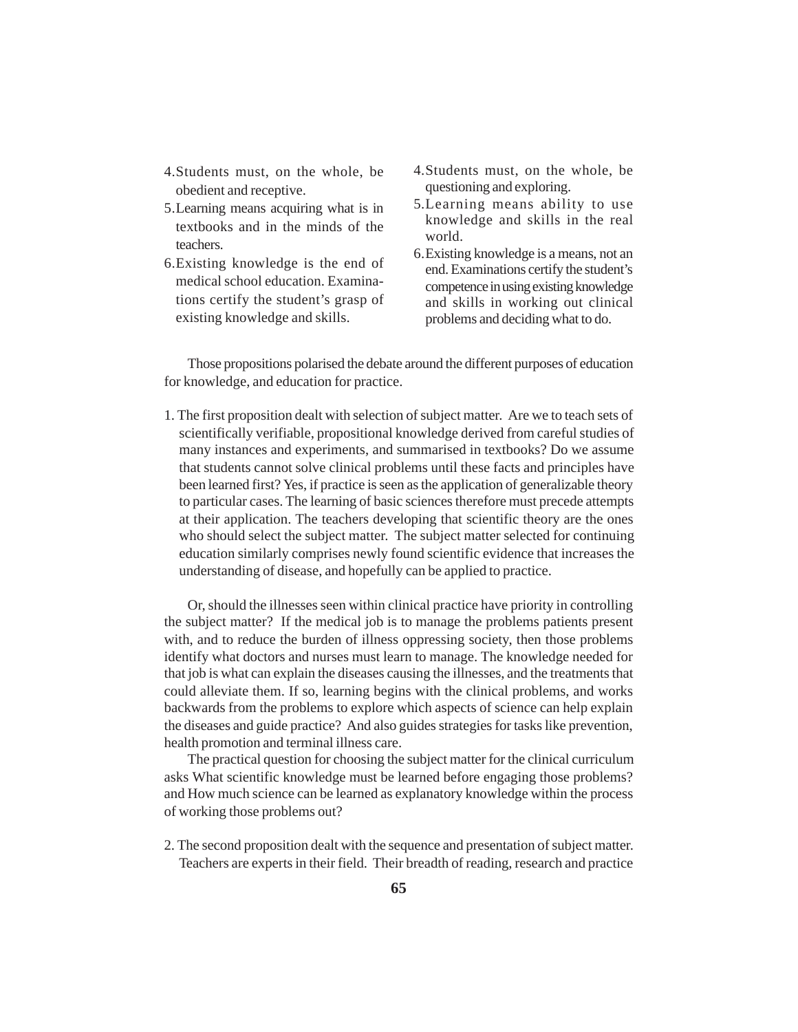| | |
|---|---|
| 4. Students must, on the whole, be obedient and receptive. | 4. Students must, on the whole, be questioning and exploring. |
| 5. Learning means acquiring what is in textbooks and in the minds of the teachers. | 5. Learning means ability to use knowledge and skills in the real world. |
| 6. Existing knowledge is the end of medical school education. Examinations certify the student's grasp of existing knowledge and skills. | 6. Existing knowledge is a means, not an end. Examinations certify the student's competence in using existing knowledge and skills in working out clinical problems and deciding what to do. |

Those propositions polarised the debate around the different purposes of education for knowledge, and education for practice.

1. The first proposition dealt with selection of subject matter. Are we to teach sets of scientifically verifiable, propositional knowledge derived from careful studies of many instances and experiments, and summarised in textbooks? Do we assume that students cannot solve clinical problems until these facts and principles have been learned first? Yes, if practice is seen as the application of generalizable theory to particular cases. The learning of basic sciences therefore must precede attempts at their application. The teachers developing that scientific theory are the ones who should select the subject matter. The subject matter selected for continuing education similarly comprises newly found scientific evidence that increases the understanding of disease, and hopefully can be applied to practice.

Or, should the illnesses seen within clinical practice have priority in controlling the subject matter? If the medical job is to manage the problems patients present with, and to reduce the burden of illness oppressing society, then those problems identify what doctors and nurses must learn to manage. The knowledge needed for that job is what can explain the diseases causing the illnesses, and the treatments that could alleviate them. If so, learning begins with the clinical problems, and works backwards from the problems to explore which aspects of science can help explain the diseases and guide practice? And also guides strategies for tasks like prevention, health promotion and terminal illness care.

The practical question for choosing the subject matter for the clinical curriculum asks What scientific knowledge must be learned before engaging those problems? and How much science can be learned as explanatory knowledge within the process of working those problems out?

2. The second proposition dealt with the sequence and presentation of subject matter. Teachers are experts in their field. Their breadth of reading, research and practice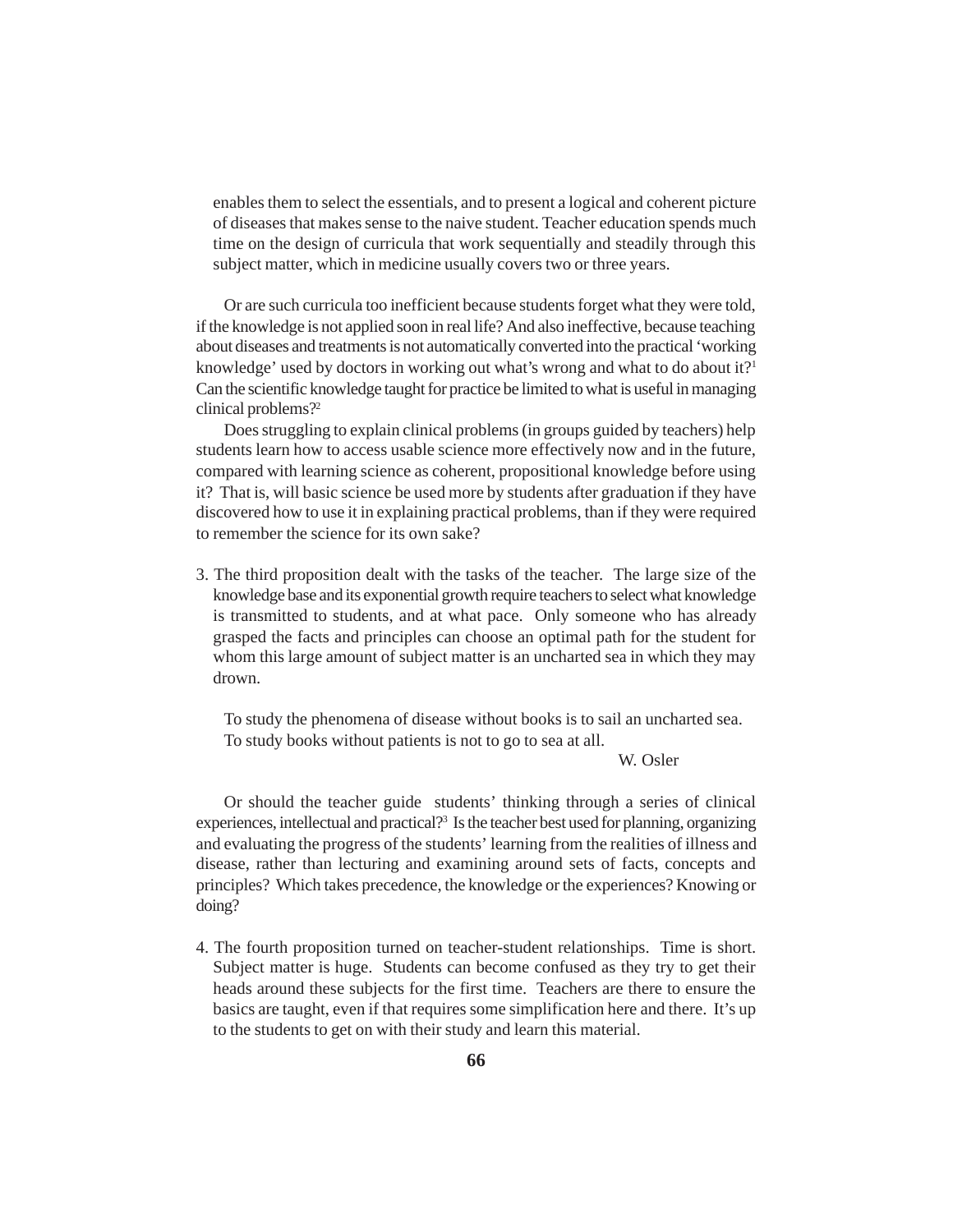enables them to select the essentials, and to present a logical and coherent picture of diseases that makes sense to the naive student. Teacher education spends much time on the design of curricula that work sequentially and steadily through this subject matter, which in medicine usually covers two or three years.

Or are such curricula too inefficient because students forget what they were told, if the knowledge is not applied soon in real life? And also ineffective, because teaching about diseases and treatments is not automatically converted into the practical 'working knowledge' used by doctors in working out what's wrong and what to do about it?[1] Can the scientific knowledge taught for practice be limited to what is useful in managing clinical problems?[2]

Does struggling to explain clinical problems (in groups guided by teachers) help students learn how to access usable science more effectively now and in the future, compared with learning science as coherent, propositional knowledge before using it? That is, will basic science be used more by students after graduation if they have discovered how to use it in explaining practical problems, than if they were required to remember the science for its own sake?

3. The third proposition dealt with the tasks of the teacher. The large size of the knowledge base and its exponential growth require teachers to select what knowledge is transmitted to students, and at what pace. Only someone who has already grasped the facts and principles can choose an optimal path for the student for whom this large amount of subject matter is an uncharted sea in which they may drown.

> To study the phenomena of disease without books is to sail an uncharted sea.
> To study books without patients is not to go to sea at all.
>
> W. Osler

Or should the teacher guide students' thinking through a series of clinical experiences, intellectual and practical?[3] Is the teacher best used for planning, organizing and evaluating the progress of the students' learning from the realities of illness and disease, rather than lecturing and examining around sets of facts, concepts and principles? Which takes precedence, the knowledge or the experiences? Knowing or doing?

4. The fourth proposition turned on teacher-student relationships. Time is short. Subject matter is huge. Students can become confused as they try to get their heads around these subjects for the first time. Teachers are there to ensure the basics are taught, even if that requires some simplification here and there. It's up to the students to get on with their study and learn this material.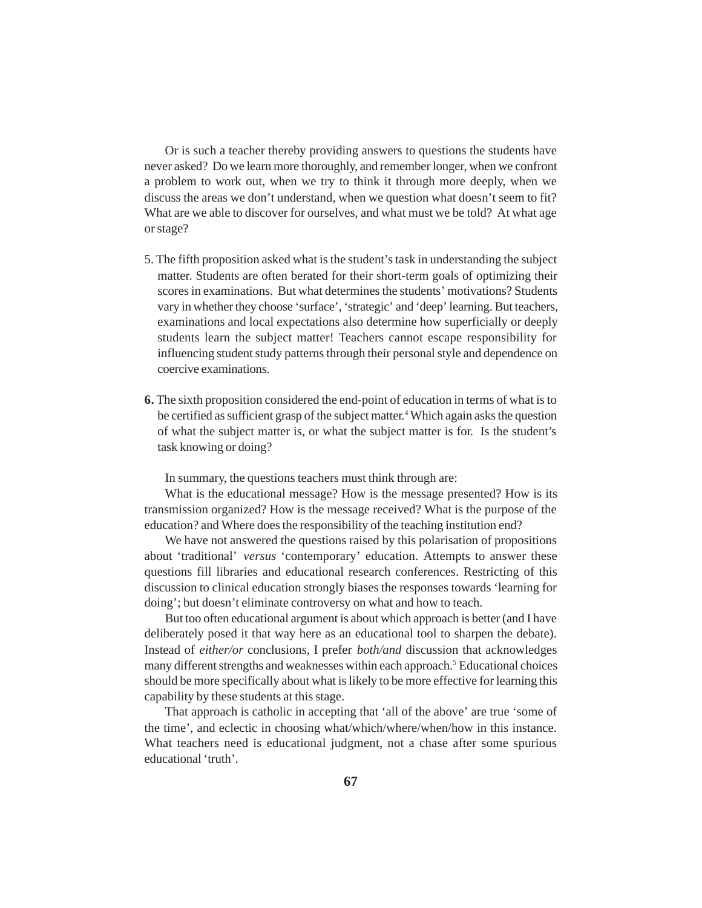Or is such a teacher thereby providing answers to questions the students have never asked? Do we learn more thoroughly, and remember longer, when we confront a problem to work out, when we try to think it through more deeply, when we discuss the areas we don't understand, when we question what doesn't seem to fit? What are we able to discover for ourselves, and what must we be told? At what age or stage?

5. The fifth proposition asked what is the student's task in understanding the subject matter. Students are often berated for their short-term goals of optimizing their scores in examinations. But what determines the students' motivations? Students vary in whether they choose 'surface', 'strategic' and 'deep' learning. But teachers, examinations and local expectations also determine how superficially or deeply students learn the subject matter! Teachers cannot escape responsibility for influencing student study patterns through their personal style and dependence on coercive examinations.

**6.** The sixth proposition considered the end-point of education in terms of what is to be certified as sufficient grasp of the subject matter.[4] Which again asks the question of what the subject matter is, or what the subject matter is for. Is the student's task knowing or doing?

In summary, the questions teachers must think through are:

What is the educational message? How is the message presented? How is its transmission organized? How is the message received? What is the purpose of the education? and Where does the responsibility of the teaching institution end?

We have not answered the questions raised by this polarisation of propositions about 'traditional' *versus* 'contemporary' education. Attempts to answer these questions fill libraries and educational research conferences. Restricting of this discussion to clinical education strongly biases the responses towards 'learning for doing'; but doesn't eliminate controversy on what and how to teach.

But too often educational argument is about which approach is better (and I have deliberately posed it that way here as an educational tool to sharpen the debate). Instead of *either/or* conclusions, I prefer *both/and* discussion that acknowledges many different strengths and weaknesses within each approach.[5] Educational choices should be more specifically about what is likely to be more effective for learning this capability by these students at this stage.

That approach is catholic in accepting that 'all of the above' are true 'some of the time', and eclectic in choosing what/which/where/when/how in this instance. What teachers need is educational judgment, not a chase after some spurious educational 'truth'.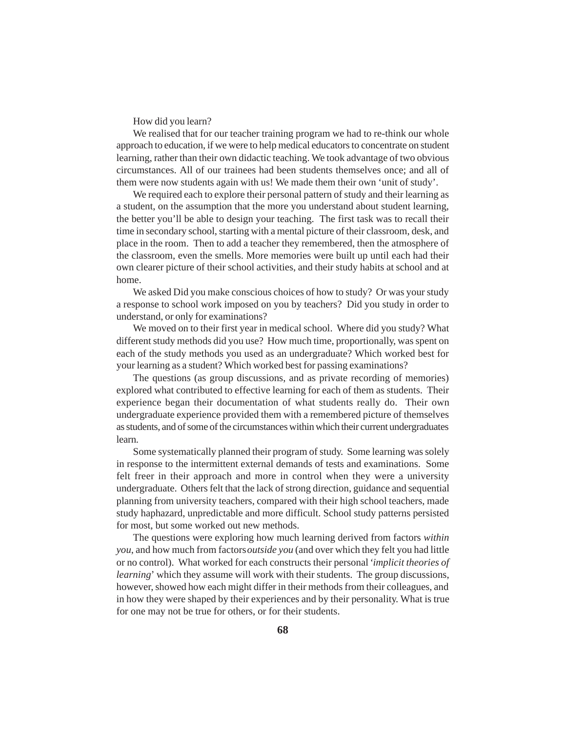How did you learn?

We realised that for our teacher training program we had to re-think our whole approach to education, if we were to help medical educators to concentrate on student learning, rather than their own didactic teaching. We took advantage of two obvious circumstances. All of our trainees had been students themselves once; and all of them were now students again with us! We made them their own 'unit of study'.

We required each to explore their personal pattern of study and their learning as a student, on the assumption that the more you understand about student learning, the better you'll be able to design your teaching. The first task was to recall their time in secondary school, starting with a mental picture of their classroom, desk, and place in the room. Then to add a teacher they remembered, then the atmosphere of the classroom, even the smells. More memories were built up until each had their own clearer picture of their school activities, and their study habits at school and at home.

We asked Did you make conscious choices of how to study? Or was your study a response to school work imposed on you by teachers? Did you study in order to understand, or only for examinations?

We moved on to their first year in medical school. Where did you study? What different study methods did you use? How much time, proportionally, was spent on each of the study methods you used as an undergraduate? Which worked best for your learning as a student? Which worked best for passing examinations?

The questions (as group discussions, and as private recording of memories) explored what contributed to effective learning for each of them as students. Their experience began their documentation of what students really do. Their own undergraduate experience provided them with a remembered picture of themselves as students, and of some of the circumstances within which their current undergraduates learn.

Some systematically planned their program of study. Some learning was solely in response to the intermittent external demands of tests and examinations. Some felt freer in their approach and more in control when they were a university undergraduate. Others felt that the lack of strong direction, guidance and sequential planning from university teachers, compared with their high school teachers, made study haphazard, unpredictable and more difficult. School study patterns persisted for most, but some worked out new methods.

The questions were exploring how much learning derived from factors *within you*, and how much from factors *outside you* (and over which they felt you had little or no control). What worked for each constructs their personal '*implicit theories of learning*' which they assume will work with their students. The group discussions, however, showed how each might differ in their methods from their colleagues, and in how they were shaped by their experiences and by their personality. What is true for one may not be true for others, or for their students.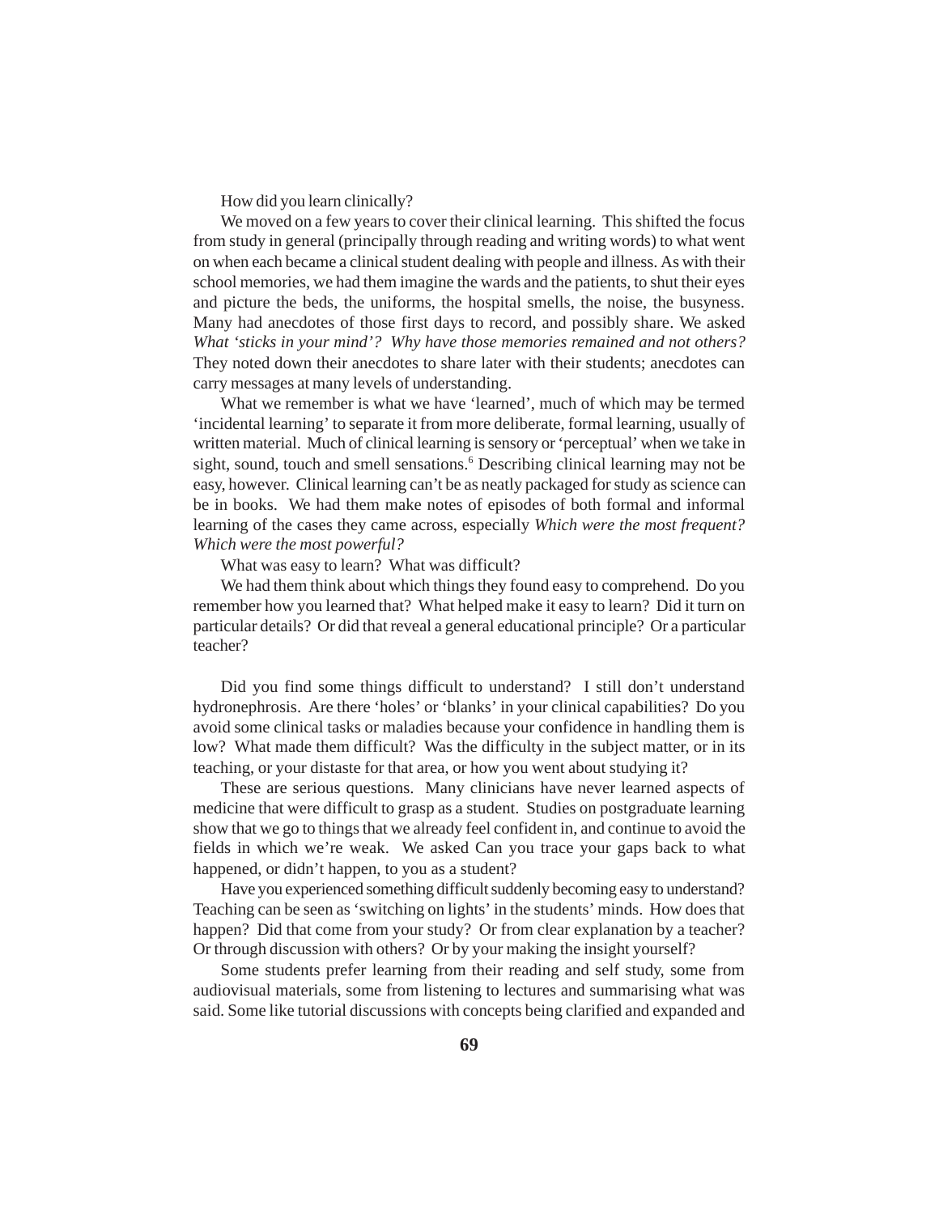How did you learn clinically?

We moved on a few years to cover their clinical learning. This shifted the focus from study in general (principally through reading and writing words) to what went on when each became a clinical student dealing with people and illness. As with their school memories, we had them imagine the wards and the patients, to shut their eyes and picture the beds, the uniforms, the hospital smells, the noise, the busyness. Many had anecdotes of those first days to record, and possibly share. We asked *What 'sticks in your mind'? Why have those memories remained and not others?* They noted down their anecdotes to share later with their students; anecdotes can carry messages at many levels of understanding.

What we remember is what we have 'learned', much of which may be termed 'incidental learning' to separate it from more deliberate, formal learning, usually of written material. Much of clinical learning is sensory or 'perceptual' when we take in sight, sound, touch and smell sensations.[6] Describing clinical learning may not be easy, however. Clinical learning can't be as neatly packaged for study as science can be in books. We had them make notes of episodes of both formal and informal learning of the cases they came across, especially *Which were the most frequent? Which were the most powerful?*

What was easy to learn? What was difficult?

We had them think about which things they found easy to comprehend. Do you remember how you learned that? What helped make it easy to learn? Did it turn on particular details? Or did that reveal a general educational principle? Or a particular teacher?

Did you find some things difficult to understand? I still don't understand hydronephrosis. Are there 'holes' or 'blanks' in your clinical capabilities? Do you avoid some clinical tasks or maladies because your confidence in handling them is low? What made them difficult? Was the difficulty in the subject matter, or in its teaching, or your distaste for that area, or how you went about studying it?

These are serious questions. Many clinicians have never learned aspects of medicine that were difficult to grasp as a student. Studies on postgraduate learning show that we go to things that we already feel confident in, and continue to avoid the fields in which we're weak. We asked Can you trace your gaps back to what happened, or didn't happen, to you as a student?

Have you experienced something difficult suddenly becoming easy to understand? Teaching can be seen as 'switching on lights' in the students' minds. How does that happen? Did that come from your study? Or from clear explanation by a teacher? Or through discussion with others? Or by your making the insight yourself?

Some students prefer learning from their reading and self study, some from audiovisual materials, some from listening to lectures and summarising what was said. Some like tutorial discussions with concepts being clarified and expanded and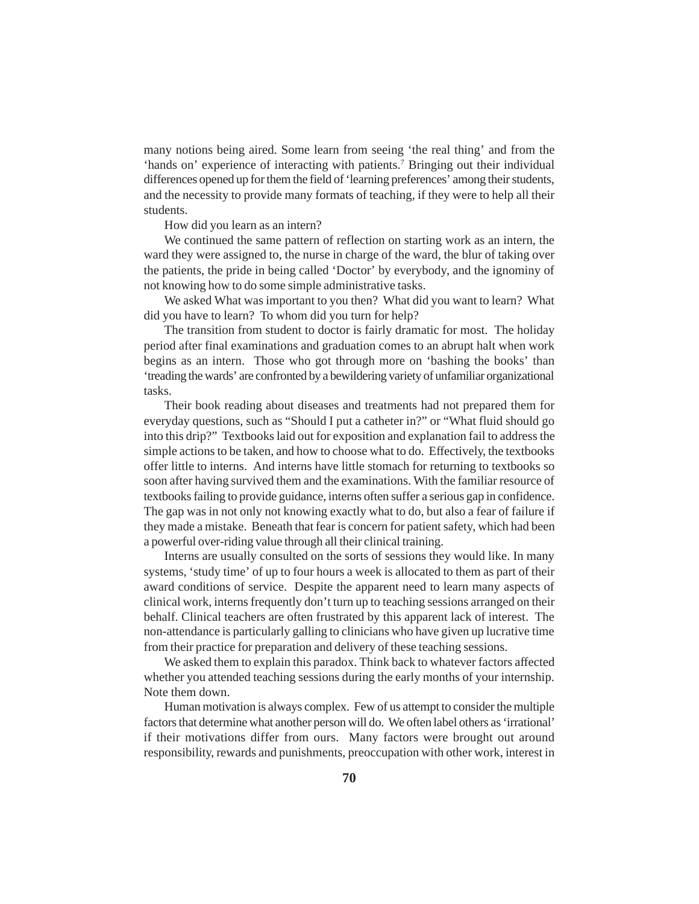many notions being aired. Some learn from seeing 'the real thing' and from the 'hands on' experience of interacting with patients.[7] Bringing out their individual differences opened up for them the field of 'learning preferences' among their students, and the necessity to provide many formats of teaching, if they were to help all their students.

How did you learn as an intern?

We continued the same pattern of reflection on starting work as an intern, the ward they were assigned to, the nurse in charge of the ward, the blur of taking over the patients, the pride in being called 'Doctor' by everybody, and the ignominy of not knowing how to do some simple administrative tasks.

We asked What was important to you then? What did you want to learn? What did you have to learn? To whom did you turn for help?

The transition from student to doctor is fairly dramatic for most. The holiday period after final examinations and graduation comes to an abrupt halt when work begins as an intern. Those who got through more on 'bashing the books' than 'treading the wards' are confronted by a bewildering variety of unfamiliar organizational tasks.

Their book reading about diseases and treatments had not prepared them for everyday questions, such as "Should I put a catheter in?" or "What fluid should go into this drip?" Textbooks laid out for exposition and explanation fail to address the simple actions to be taken, and how to choose what to do. Effectively, the textbooks offer little to interns. And interns have little stomach for returning to textbooks so soon after having survived them and the examinations. With the familiar resource of textbooks failing to provide guidance, interns often suffer a serious gap in confidence. The gap was in not only not knowing exactly what to do, but also a fear of failure if they made a mistake. Beneath that fear is concern for patient safety, which had been a powerful over-riding value through all their clinical training.

Interns are usually consulted on the sorts of sessions they would like. In many systems, 'study time' of up to four hours a week is allocated to them as part of their award conditions of service. Despite the apparent need to learn many aspects of clinical work, interns frequently don't turn up to teaching sessions arranged on their behalf. Clinical teachers are often frustrated by this apparent lack of interest. The non-attendance is particularly galling to clinicians who have given up lucrative time from their practice for preparation and delivery of these teaching sessions.

We asked them to explain this paradox. Think back to whatever factors affected whether you attended teaching sessions during the early months of your internship. Note them down.

Human motivation is always complex. Few of us attempt to consider the multiple factors that determine what another person will do. We often label others as 'irrational' if their motivations differ from ours. Many factors were brought out around responsibility, rewards and punishments, preoccupation with other work, interest in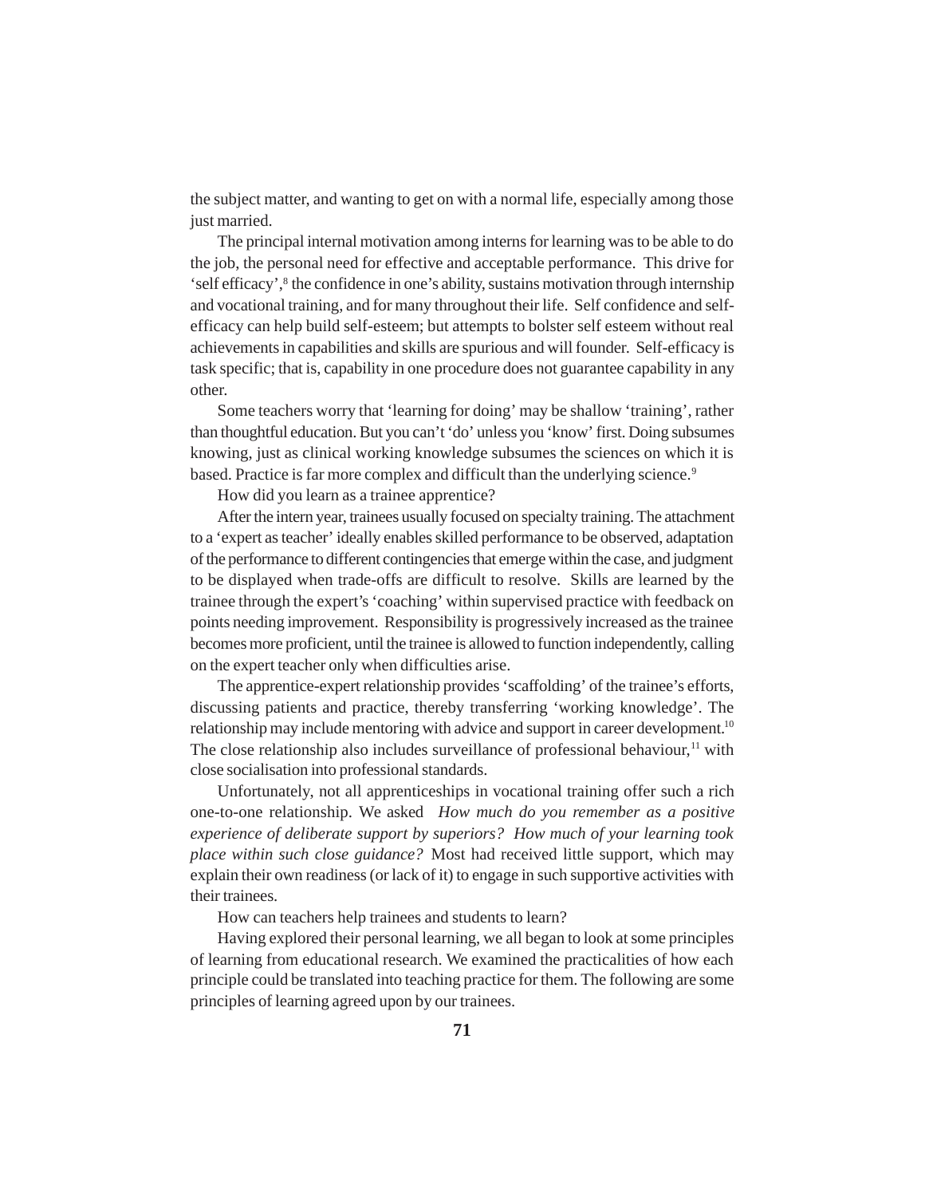the subject matter, and wanting to get on with a normal life, especially among those just married.

The principal internal motivation among interns for learning was to be able to do the job, the personal need for effective and acceptable performance. This drive for 'self efficacy',[8] the confidence in one's ability, sustains motivation through internship and vocational training, and for many throughout their life. Self confidence and self-efficacy can help build self-esteem; but attempts to bolster self esteem without real achievements in capabilities and skills are spurious and will founder. Self-efficacy is task specific; that is, capability in one procedure does not guarantee capability in any other.

Some teachers worry that 'learning for doing' may be shallow 'training', rather than thoughtful education. But you can't 'do' unless you 'know' first. Doing subsumes knowing, just as clinical working knowledge subsumes the sciences on which it is based. Practice is far more complex and difficult than the underlying science.[9]

How did you learn as a trainee apprentice?

After the intern year, trainees usually focused on specialty training. The attachment to a 'expert as teacher' ideally enables skilled performance to be observed, adaptation of the performance to different contingencies that emerge within the case, and judgment to be displayed when trade-offs are difficult to resolve. Skills are learned by the trainee through the expert's 'coaching' within supervised practice with feedback on points needing improvement. Responsibility is progressively increased as the trainee becomes more proficient, until the trainee is allowed to function independently, calling on the expert teacher only when difficulties arise.

The apprentice-expert relationship provides 'scaffolding' of the trainee's efforts, discussing patients and practice, thereby transferring 'working knowledge'. The relationship may include mentoring with advice and support in career development.[10] The close relationship also includes surveillance of professional behaviour,[11] with close socialisation into professional standards.

Unfortunately, not all apprenticeships in vocational training offer such a rich one-to-one relationship. We asked *How much do you remember as a positive experience of deliberate support by superiors? How much of your learning took place within such close guidance?* Most had received little support, which may explain their own readiness (or lack of it) to engage in such supportive activities with their trainees.

How can teachers help trainees and students to learn?

Having explored their personal learning, we all began to look at some principles of learning from educational research. We examined the practicalities of how each principle could be translated into teaching practice for them. The following are some principles of learning agreed upon by our trainees.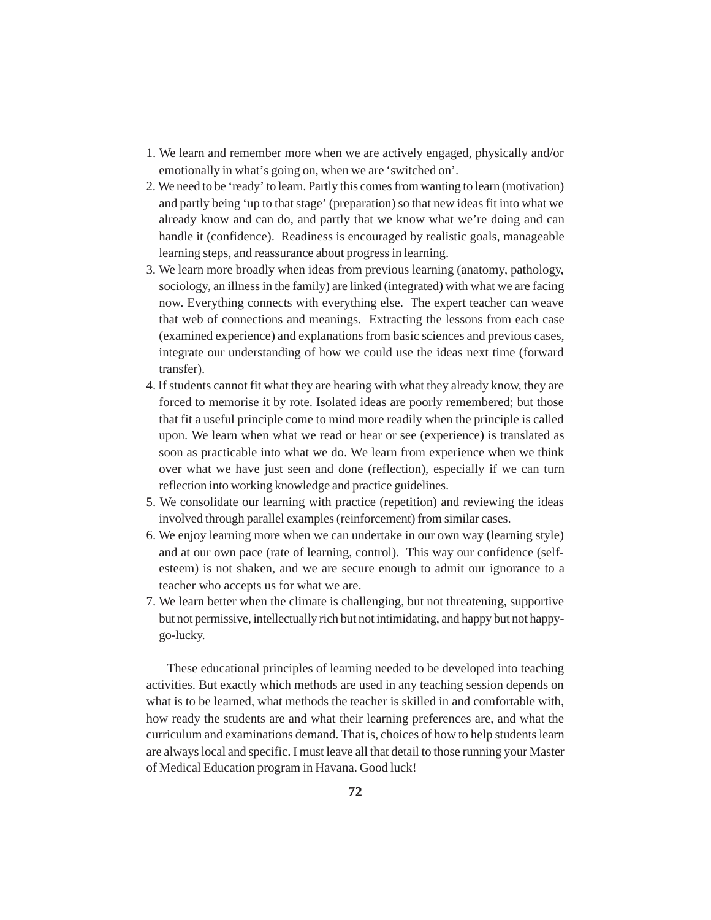1. We learn and remember more when we are actively engaged, physically and/or emotionally in what's going on, when we are 'switched on'.
2. We need to be 'ready' to learn. Partly this comes from wanting to learn (motivation) and partly being 'up to that stage' (preparation) so that new ideas fit into what we already know and can do, and partly that we know what we're doing and can handle it (confidence). Readiness is encouraged by realistic goals, manageable learning steps, and reassurance about progress in learning.
3. We learn more broadly when ideas from previous learning (anatomy, pathology, sociology, an illness in the family) are linked (integrated) with what we are facing now. Everything connects with everything else. The expert teacher can weave that web of connections and meanings. Extracting the lessons from each case (examined experience) and explanations from basic sciences and previous cases, integrate our understanding of how we could use the ideas next time (forward transfer).
4. If students cannot fit what they are hearing with what they already know, they are forced to memorise it by rote. Isolated ideas are poorly remembered; but those that fit a useful principle come to mind more readily when the principle is called upon. We learn when what we read or hear or see (experience) is translated as soon as practicable into what we do. We learn from experience when we think over what we have just seen and done (reflection), especially if we can turn reflection into working knowledge and practice guidelines.
5. We consolidate our learning with practice (repetition) and reviewing the ideas involved through parallel examples (reinforcement) from similar cases.
6. We enjoy learning more when we can undertake in our own way (learning style) and at our own pace (rate of learning, control). This way our confidence (self-esteem) is not shaken, and we are secure enough to admit our ignorance to a teacher who accepts us for what we are.
7. We learn better when the climate is challenging, but not threatening, supportive but not permissive, intellectually rich but not intimidating, and happy but not happy-go-lucky.

These educational principles of learning needed to be developed into teaching activities. But exactly which methods are used in any teaching session depends on what is to be learned, what methods the teacher is skilled in and comfortable with, how ready the students are and what their learning preferences are, and what the curriculum and examinations demand. That is, choices of how to help students learn are always local and specific. I must leave all that detail to those running your Master of Medical Education program in Havana. Good luck!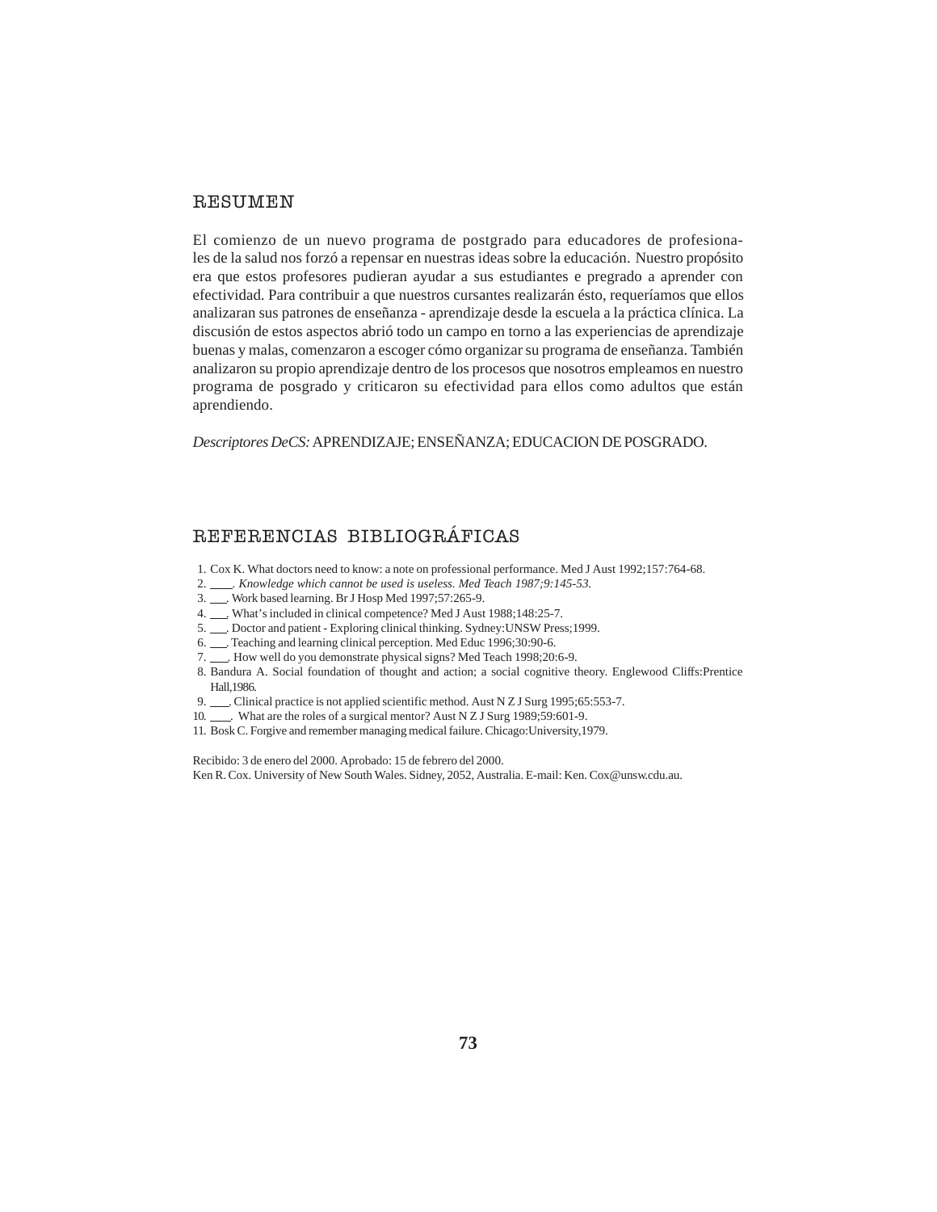## RESUMEN

El comienzo de un nuevo programa de postgrado para educadores de profesionales de la salud nos forzó a repensar en nuestras ideas sobre la educación. Nuestro propósito era que estos profesores pudieran ayudar a sus estudiantes e pregrado a aprender con efectividad. Para contribuir a que nuestros cursantes realizarán ésto, requeríamos que ellos analizaran sus patrones de enseñanza - aprendizaje desde la escuela a la práctica clínica. La discusión de estos aspectos abrió todo un campo en torno a las experiencias de aprendizaje buenas y malas, comenzaron a escoger cómo organizar su programa de enseñanza. También analizaron su propio aprendizaje dentro de los procesos que nosotros empleamos en nuestro programa de posgrado y criticaron su efectividad para ellos como adultos que están aprendiendo.

*Descriptores DeCS:* APRENDIZAJE; ENSEÑANZA; EDUCACION DE POSGRADO.

## REFERENCIAS BIBLIOGRÁFICAS

1. Cox K. What doctors need to know: a note on professional performance. Med J Aust 1992;157:764-68.
2. \_\_\_\_. *Knowledge which cannot be used is useless. Med Teach 1987;9:145-53.*
3. \_\_\_. Work based learning. Br J Hosp Med 1997;57:265-9.
4. \_\_\_. What's included in clinical competence? Med J Aust 1988;148:25-7.
5. \_\_\_. Doctor and patient - Exploring clinical thinking. Sydney:UNSW Press;1999.
6. \_\_\_. Teaching and learning clinical perception. Med Educ 1996;30:90-6.
7. \_\_\_. How well do you demonstrate physical signs? Med Teach 1998;20:6-9.
8. Bandura A. Social foundation of thought and action; a social cognitive theory. Englewood Cliffs:Prentice Hall,1986.
9. \_\_\_. Clinical practice is not applied scientific method. Aust N Z J Surg 1995;65:553-7.
10. \_\_\_\_. What are the roles of a surgical mentor? Aust N Z J Surg 1989;59:601-9.
11. Bosk C. Forgive and remember managing medical failure. Chicago:University,1979.

Recibido: 3 de enero del 2000. Aprobado: 15 de febrero del 2000.
Ken R. Cox. University of New South Wales. Sidney, 2052, Australia. E-mail: Ken. Cox@unsw.cdu.au.